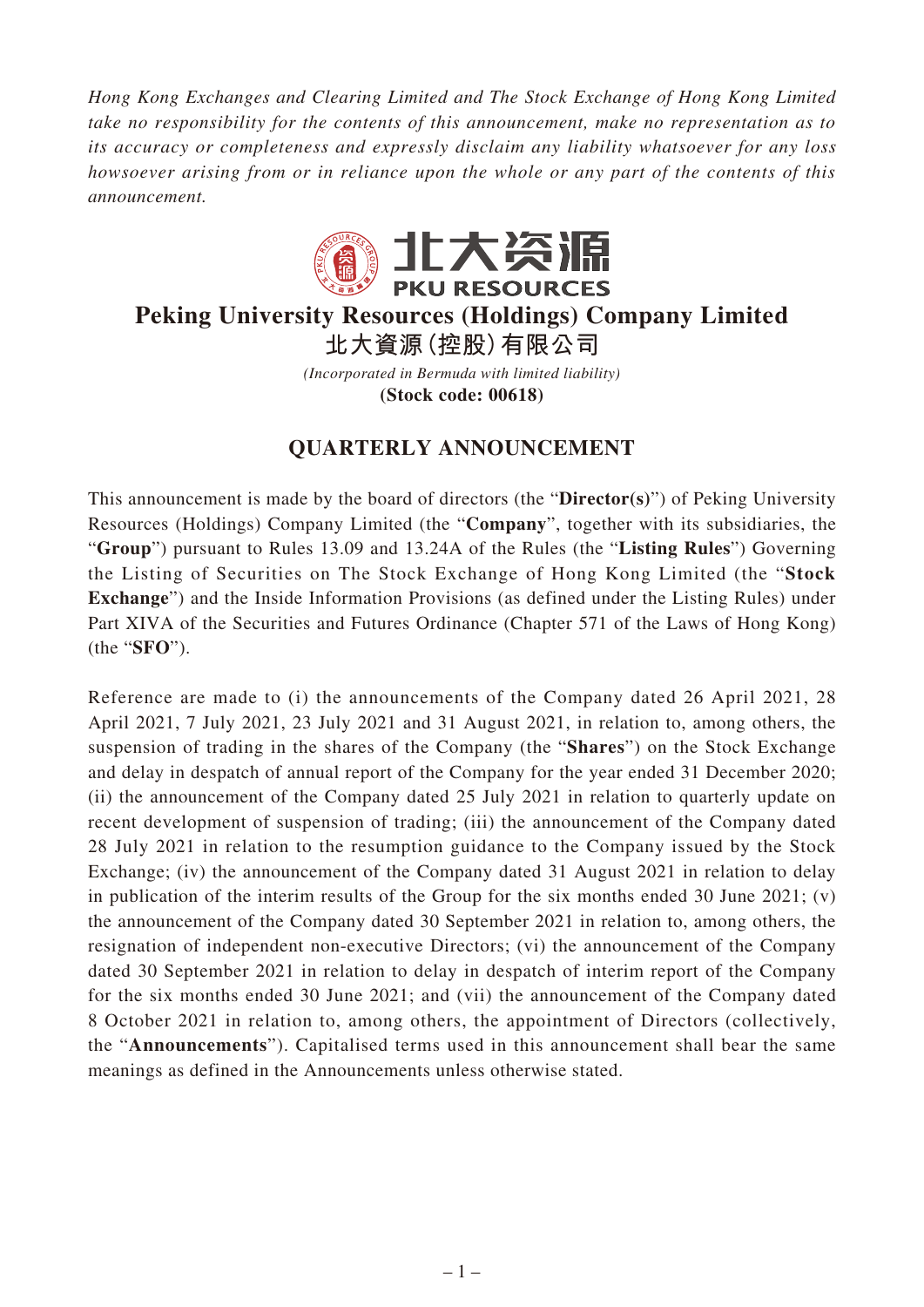*Hong Kong Exchanges and Clearing Limited and The Stock Exchange of Hong Kong Limited take no responsibility for the contents of this announcement, make no representation as to its accuracy or completeness and expressly disclaim any liability whatsoever for any loss howsoever arising from or in reliance upon the whole or any part of the contents of this announcement.*

# Peking University Resources (Holdings) Company Limited

# 北大資源(控股)有限公司

*(Incorporated in Bermuda with limited liability)*

**(Stock code: 00618)**

## QUARTERLY ANNOUNCEMENT

This announcement is made by the board of directors (the "**Director(s)**") of Peking University Resources (Holdings) Company Limited (the "**Company**", together with its subsidiaries, the "**Group**") pursuant to Rules 13.09 and 13.24A of the Rules (the "**Listing Rules**") Governing the Listing of Securities on The Stock Exchange of Hong Kong Limited (the "**Stock Exchange**") and the Inside Information Provisions (as defined under the Listing Rules) under Part XIVA of the Securities and Futures Ordinance (Chapter 571 of the Laws of Hong Kong) (the "**SFO**").

Reference are made to (i) the announcements of the Company dated 26 April 2021, 28 April 2021, 7 July 2021, 23 July 2021 and 31 August 2021, in relation to, among others, the suspension of trading in the shares of the Company (the "**Shares**") on the Stock Exchange and delay in despatch of annual report of the Company for the year ended 31 December 2020; (ii) the announcement of the Company dated 25 July 2021 in relation to quarterly update on recent development of suspension of trading; (iii) the announcement of the Company dated 28 July 2021 in relation to the resumption guidance to the Company issued by the Stock Exchange; (iv) the announcement of the Company dated 31 August 2021 in relation to delay in publication of the interim results of the Group for the six months ended 30 June 2021; (v) the announcement of the Company dated 30 September 2021 in relation to, among others, the resignation of independent non-executive Directors; (vi) the announcement of the Company dated 30 September 2021 in relation to delay in despatch of interim report of the Company for the six months ended 30 June 2021; and (vii) the announcement of the Company dated 8 October 2021 in relation to, among others, the appointment of Directors (collectively, the "**Announcements**"). Capitalised terms used in this announcement shall bear the same meanings as defined in the Announcements unless otherwise stated.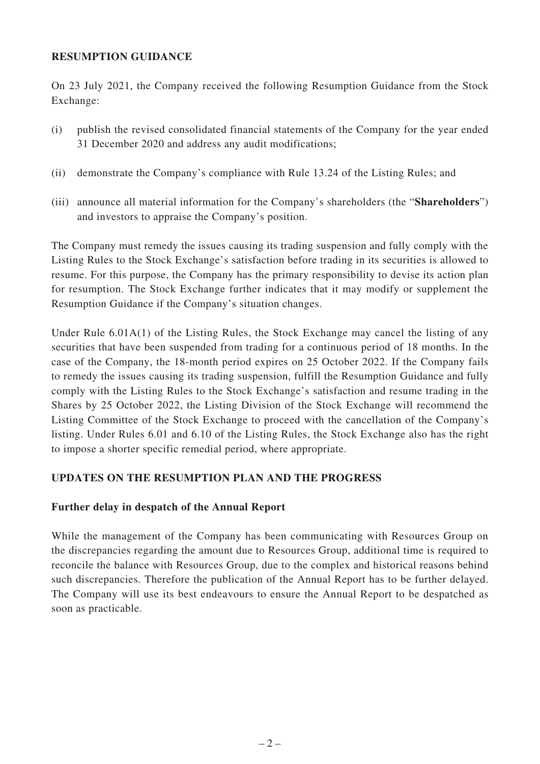## RESUMPTION GUIDANCE

On 23 July 2021, the Company received the following Resumption Guidance from the Stock Exchange:

(i) publish the revised consolidated financial statements of the Company for the year ended 31 December 2020 and address any audit modifications;

(ii) demonstrate the Company's compliance with Rule 13.24 of the Listing Rules; and

(iii) announce all material information for the Company's shareholders (the "**Shareholders**") and investors to appraise the Company's position.

The Company must remedy the issues causing its trading suspension and fully comply with the Listing Rules to the Stock Exchange's satisfaction before trading in its securities is allowed to resume. For this purpose, the Company has the primary responsibility to devise its action plan for resumption. The Stock Exchange further indicates that it may modify or supplement the Resumption Guidance if the Company's situation changes.

Under Rule 6.01A(1) of the Listing Rules, the Stock Exchange may cancel the listing of any securities that have been suspended from trading for a continuous period of 18 months. In the case of the Company, the 18-month period expires on 25 October 2022. If the Company fails to remedy the issues causing its trading suspension, fulfill the Resumption Guidance and fully comply with the Listing Rules to the Stock Exchange's satisfaction and resume trading in the Shares by 25 October 2022, the Listing Division of the Stock Exchange will recommend the Listing Committee of the Stock Exchange to proceed with the cancellation of the Company's listing. Under Rules 6.01 and 6.10 of the Listing Rules, the Stock Exchange also has the right to impose a shorter specific remedial period, where appropriate.

## UPDATES ON THE RESUMPTION PLAN AND THE PROGRESS

### Further delay in despatch of the Annual Report

While the management of the Company has been communicating with Resources Group on the discrepancies regarding the amount due to Resources Group, additional time is required to reconcile the balance with Resources Group, due to the complex and historical reasons behind such discrepancies. Therefore the publication of the Annual Report has to be further delayed. The Company will use its best endeavours to ensure the Annual Report to be despatched as soon as practicable.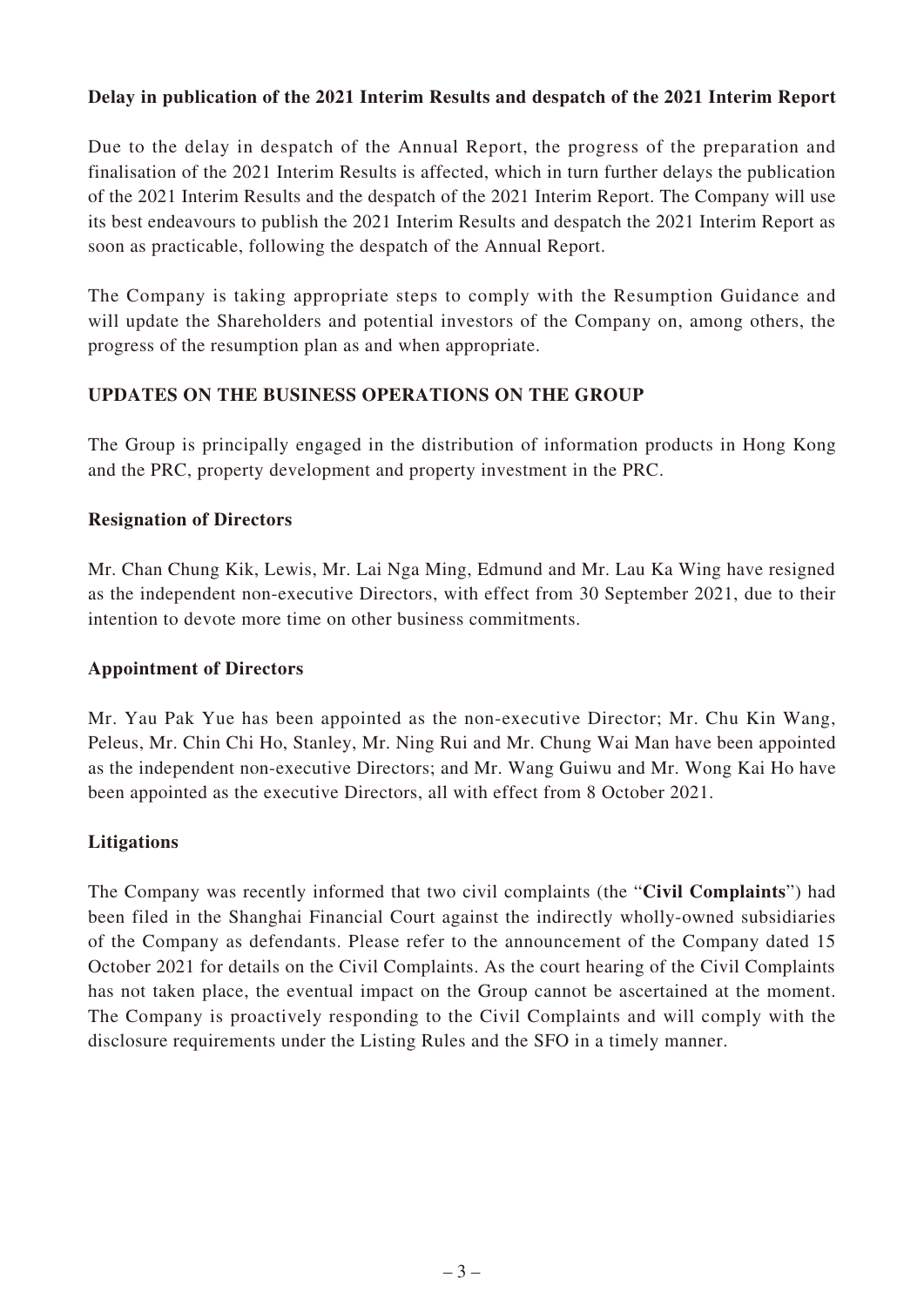**Delay in publication of the 2021 Interim Results and despatch of the 2021 Interim Report**

Due to the delay in despatch of the Annual Report, the progress of the preparation and finalisation of the 2021 Interim Results is affected, which in turn further delays the publication of the 2021 Interim Results and the despatch of the 2021 Interim Report. The Company will use its best endeavours to publish the 2021 Interim Results and despatch the 2021 Interim Report as soon as practicable, following the despatch of the Annual Report.

The Company is taking appropriate steps to comply with the Resumption Guidance and will update the Shareholders and potential investors of the Company on, among others, the progress of the resumption plan as and when appropriate.

## UPDATES ON THE BUSINESS OPERATIONS ON THE GROUP

The Group is principally engaged in the distribution of information products in Hong Kong and the PRC, property development and property investment in the PRC.

**Resignation of Directors**

Mr. Chan Chung Kik, Lewis, Mr. Lai Nga Ming, Edmund and Mr. Lau Ka Wing have resigned as the independent non-executive Directors, with effect from 30 September 2021, due to their intention to devote more time on other business commitments.

**Appointment of Directors**

Mr. Yau Pak Yue has been appointed as the non-executive Director; Mr. Chu Kin Wang, Peleus, Mr. Chin Chi Ho, Stanley, Mr. Ning Rui and Mr. Chung Wai Man have been appointed as the independent non-executive Directors; and Mr. Wang Guiwu and Mr. Wong Kai Ho have been appointed as the executive Directors, all with effect from 8 October 2021.

**Litigations**

The Company was recently informed that two civil complaints (the "**Civil Complaints**") had been filed in the Shanghai Financial Court against the indirectly wholly-owned subsidiaries of the Company as defendants. Please refer to the announcement of the Company dated 15 October 2021 for details on the Civil Complaints. As the court hearing of the Civil Complaints has not taken place, the eventual impact on the Group cannot be ascertained at the moment. The Company is proactively responding to the Civil Complaints and will comply with the disclosure requirements under the Listing Rules and the SFO in a timely manner.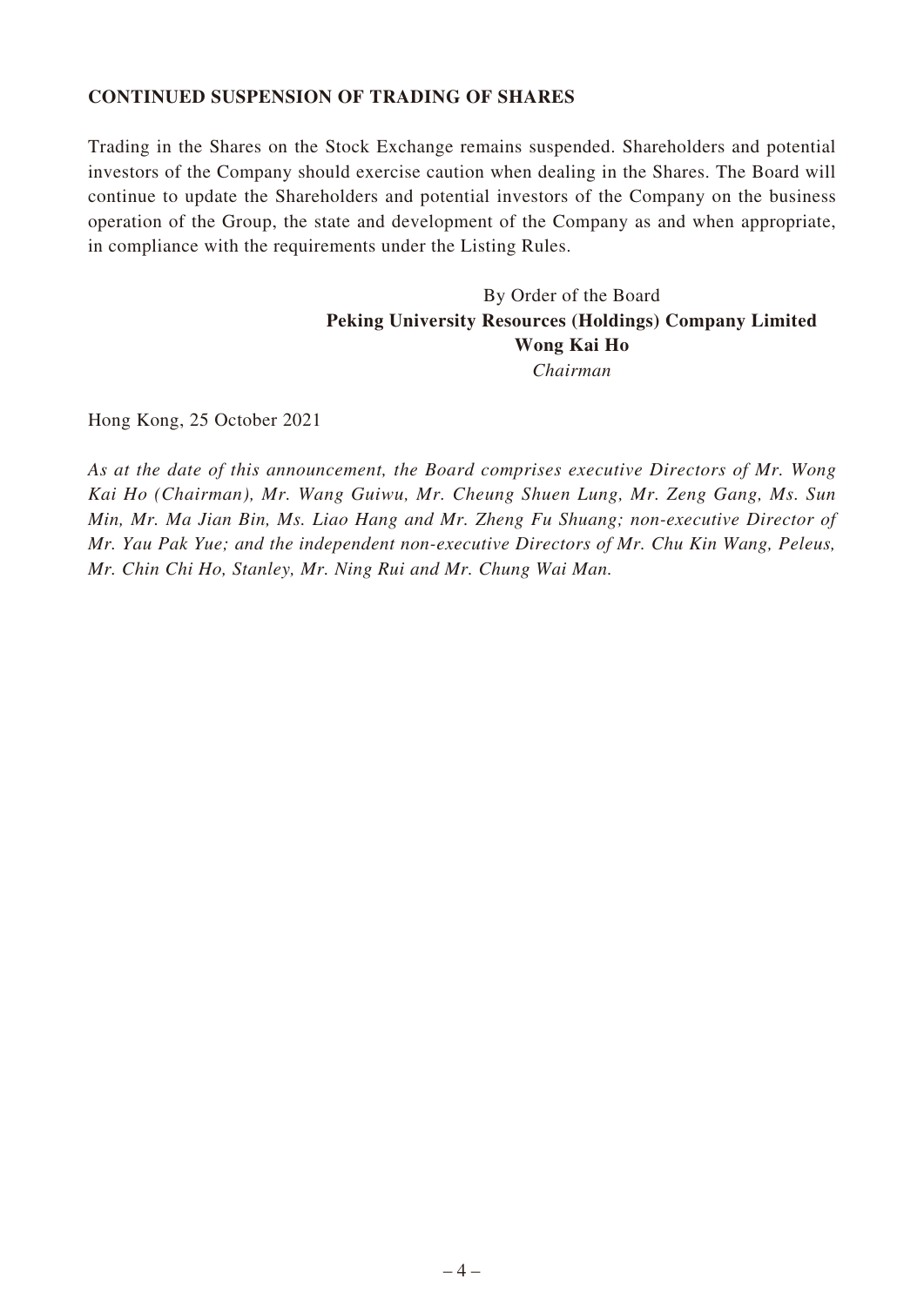**CONTINUED SUSPENSION OF TRADING OF SHARES**

Trading in the Shares on the Stock Exchange remains suspended. Shareholders and potential investors of the Company should exercise caution when dealing in the Shares. The Board will continue to update the Shareholders and potential investors of the Company on the business operation of the Group, the state and development of the Company as and when appropriate, in compliance with the requirements under the Listing Rules.

By Order of the Board
**Peking University Resources (Holdings) Company Limited**
**Wong Kai Ho**
*Chairman*

Hong Kong, 25 October 2021

*As at the date of this announcement, the Board comprises executive Directors of Mr. Wong Kai Ho (Chairman), Mr. Wang Guiwu, Mr. Cheung Shuen Lung, Mr. Zeng Gang, Ms. Sun Min, Mr. Ma Jian Bin, Ms. Liao Hang and Mr. Zheng Fu Shuang; non-executive Director of Mr. Yau Pak Yue; and the independent non-executive Directors of Mr. Chu Kin Wang, Peleus, Mr. Chin Chi Ho, Stanley, Mr. Ning Rui and Mr. Chung Wai Man.*